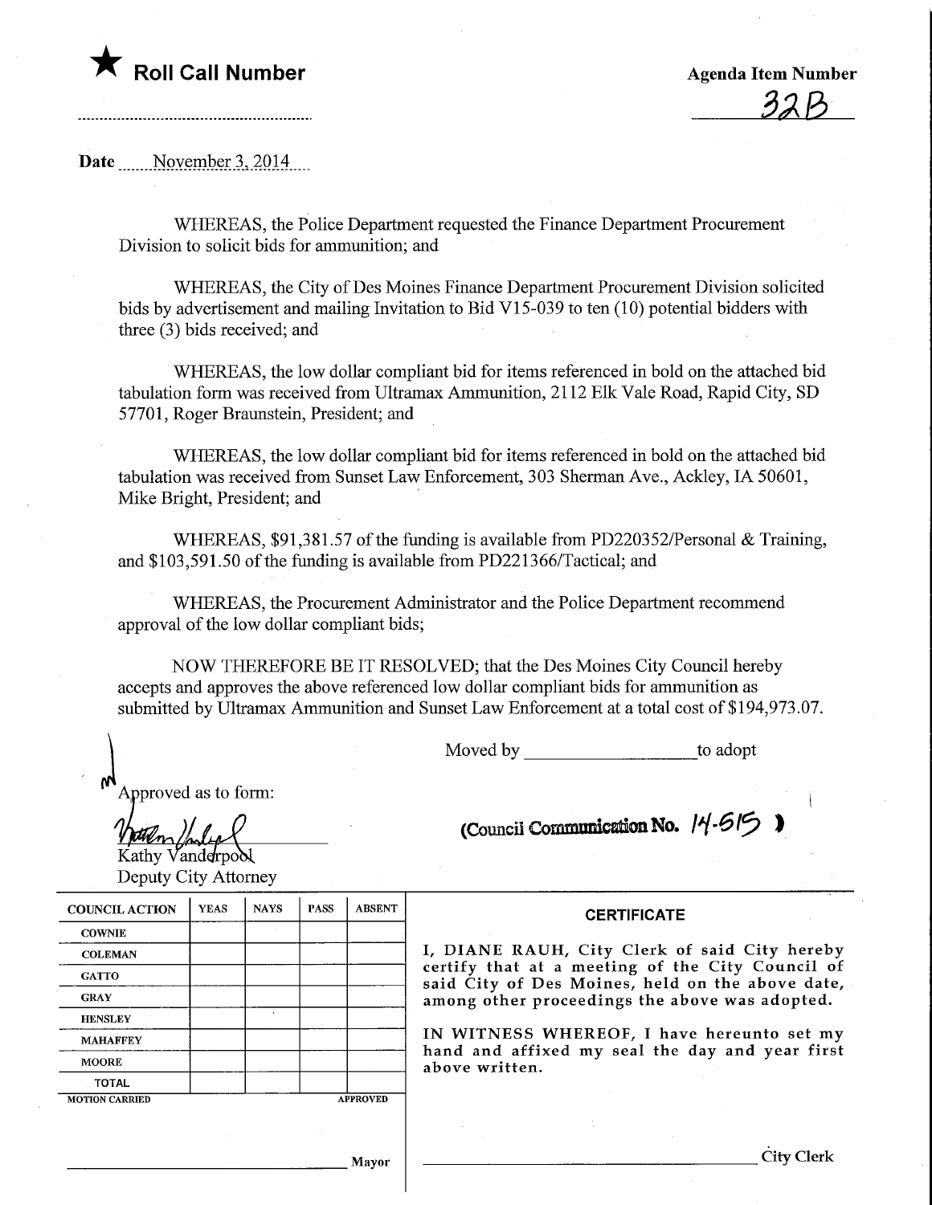★ **Roll Call Number**

**Agenda Item Number**

32B

Date November 3, 2014

WHEREAS, the Police Department requested the Finance Department Procurement Division to solicit bids for ammunition; and

WHEREAS, the City of Des Moines Finance Department Procurement Division solicited bids by advertisement and mailing Invitation to Bid V15-039 to ten (10) potential bidders with three (3) bids received; and

WHEREAS, the low dollar compliant bid for items referenced in bold on the attached bid tabulation form was received from Ultramax Ammunition, 2112 Elk Vale Road, Rapid City, SD 57701, Roger Braunstein, President; and

WHEREAS, the low dollar compliant bid for items referenced in bold on the attached bid tabulation was received from Sunset Law Enforcement, 303 Sherman Ave., Ackley, IA 50601, Mike Bright, President; and

WHEREAS, $91,381.57 of the funding is available from PD220352/Personal & Training, and $103,591.50 of the funding is available from PD221366/Tactical; and

WHEREAS, the Procurement Administrator and the Police Department recommend approval of the low dollar compliant bids;

NOW THEREFORE BE IT RESOLVED; that the Des Moines City Council hereby accepts and approves the above referenced low dollar compliant bids for ammunition as submitted by Ultramax Ammunition and Sunset Law Enforcement at a total cost of $194,973.07.

Moved by ____________________ to adopt

Approved as to form:

Kathy Vanderpool
Deputy City Attorney

**(Council Communication No. 14-515)**

| COUNCIL ACTION | YEAS | NAYS | PASS | ABSENT |
|---|---|---|---|---|
| COWNIE | | | | |
| COLEMAN | | | | |
| GATTO | | | | |
| GRAY | | | | |
| HENSLEY | | | | |
| MAHAFFEY | | | | |
| MOORE | | | | |
| TOTAL | | | | |
| MOTION CARRIED | | | | APPROVED |

____________________ Mayor

**CERTIFICATE**

I, DIANE RAUH, City Clerk of said City hereby certify that at a meeting of the City Council of said City of Des Moines, held on the above date, among other proceedings the above was adopted.

IN WITNESS WHEREOF, I have hereunto set my hand and affixed my seal the day and year first above written.

____________________ City Clerk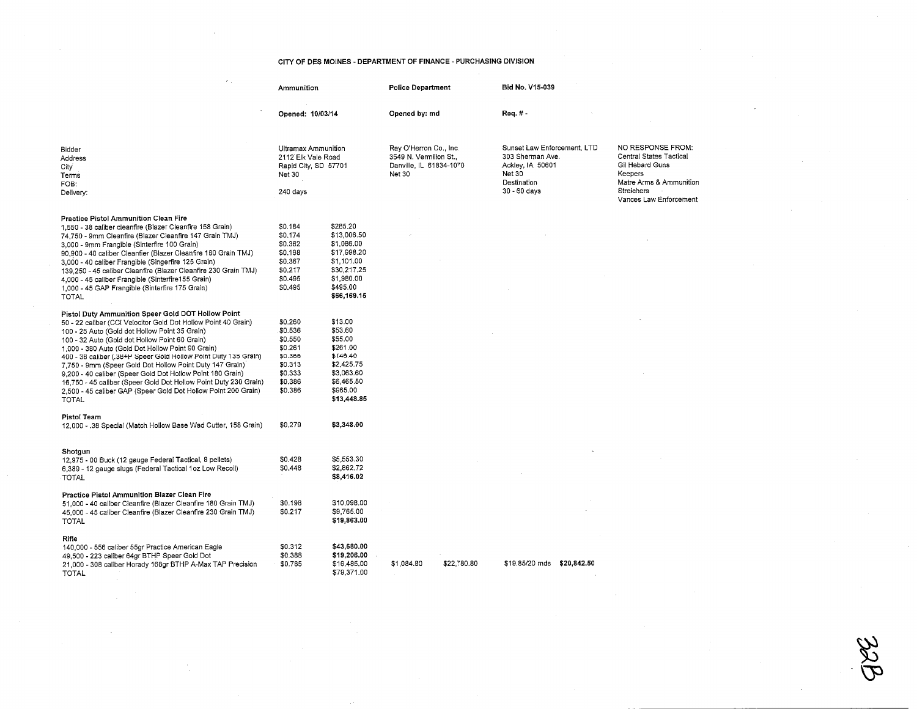CITY OF DES MOINES - DEPARTMENT OF FINANCE - PURCHASING DIVISION

| | | | | | | | |
|---|---|---|---|---|---|---|---|
| | Ammunition | | Police Department | | Bid No. V15-039 | | |
| | Opened: 10/03/14 | | Opened by: md | | Req. # - | | |
| Bidder | Ultramax Ammunition | | Ray O'Herron Co., Inc. | | Sunset Law Enforcement, LTD | | NO RESPONSE FROM: |
| Address | 2112 Elk Vale Road | | 3549 N. Vermilion St., | | 303 Sherman Ave. | | Central States Tactical |
| City | Rapid City, SD 57701 | | Danville, IL 61834-1070 | | Ackley, IA 50601 | | Gil Hebard Guns |
| Terms | Net 30 | | Net 30 | | Net 30 | | Keepers |
| FOB: | | | | | Destination | | Matre Arms & Ammunition |
| Delivery: | 240 days | | | | 30 - 60 days | | Streichers |
| | | | | | | | Vances Law Enforcement |
| **Practice Pistol Ammunition Clean Fire** | | | | | | | |
| 1,550 - 38 caliber cleanfire (Blazer Cleanfire 158 Grain) | $0.184 | $285.20 | | | | | |
| 74,750 - 9mm Cleanfire (Blazer Cleanfire 147 Grain TMJ) | $0.174 | $13,006.50 | | | | | |
| 3,000 - 9mm Frangible (Sinterfire 100 Grain) | $0.362 | $1,086.00 | | | | | |
| 90,900 - 40 caliber Cleanfier (Blazer Cleanfire 180 Grain TMJ) | $0.198 | $17,998.20 | | | | | |
| 3,000 - 40 caliber Frangible (Singerfire 125 Grain) | $0.367 | $1,101.00 | | | | | |
| 139,250 - 45 caliber Cleanfire (Blazer Cleanfire 230 Grain TMJ) | $0.217 | $30,217.25 | | | | | |
| 4,000 - 45 caliber Frangible (Sinterfire155 Grain) | $0.495 | $1,980.00 | | | | | |
| 1,000 - 45 GAP Frangible (Sinterfire 175 Grain) | $0.495 | $495.00 | | | | | |
| TOTAL | | **$66,169.15** | | | | | |
| **Pistol Duty Ammunition Speer Gold DOT Hollow Point** | | | | | | | |
| 50 - 22 caliber (CCI Velocitor Gold Dot Hollow Point 40 Grain) | $0.260 | $13.00 | | | | | |
| 100 - 25 Auto (Gold dot Hollow Point 35 Grain) | $0.536 | $53.60 | | | | | |
| 100 - 32 Auto (Gold dot Hollow Point 60 Grain) | $0.550 | $55.00 | | | | | |
| 1,000 - 380 Auto (Gold Dot Hollow Point 90 Grain) | $0.261 | $261.00 | | | | | |
| 400 - 38 caliber (.38+P Speer Gold Hollow Point Duty 135 Grain) | $0.366 | $146.40 | | | | | |
| 7,750 - 9mm (Speer Gold Dot Hollow Point Duty 147 Grain) | $0.313 | $2,425.75 | | | | | |
| 9,200 - 40 caliber (Speer Gold Dot Hollow Point 180 Grain) | $0.333 | $3,063.60 | | | | | |
| 16,750 - 45 caliber (Speer Gold Dot Hollow Point Duty 230 Grain) | $0.386 | $6,465.50 | | | | | |
| 2,500 - 45 caliber GAP (Speer Gold Dot Hollow Point 200 Grain) | $0.386 | $965.00 | | | | | |
| TOTAL | | **$13,448.85** | | | | | |
| **Pistol Team** | | | | | | | |
| 12,000 - .38 Special (Match Hollow Base Wad Cutter, 158 Grain) | $0.279 | **$3,348.00** | | | | | |
| **Shotgun** | | | | | | | |
| 12,975 - 00 Buck (12 gauge Federal Tactical, 8 pellets) | $0.428 | $5,553.30 | | | | | |
| 6,389 - 12 gauge slugs (Federal Tactical 1oz Low Recoil) | $0.448 | $2,862.72 | | | | | |
| TOTAL | | **$8,416.02** | | | | | |
| **Practice Pistol Ammunition Blazer Clean Fire** | | | | | | | |
| 51,000 - 40 caliber Cleanfire (Blazer Cleanfire 180 Grain TMJ) | $0.198 | $10,098.00 | | | | | |
| 45,000 - 45 caliber Cleanfire (Blazer Cleanfire 230 Grain TMJ) | $0.217 | $9,765.00 | | | | | |
| TOTAL | | **$19,863.00** | | | | | |
| **Rifle** | | | | | | | |
| 140,000 - 556 caliber 55gr Practice American Eagle | $0.312 | **$43,680.00** | | | | | |
| 49,500 - 223 caliber 64gr BTHP Speer Gold Dot | $0.388 | **$19,206.00** | | | | | |
| 21,000 - 308 caliber Horady 168gr BTHP A-Max TAP Precision | $0.785 | $16,485.00 | $1,084.80 | $22,780.80 | $19.85/20 rnds | **$20,842.50** | |
| TOTAL | | $79,371.00 | | | | | |

32B